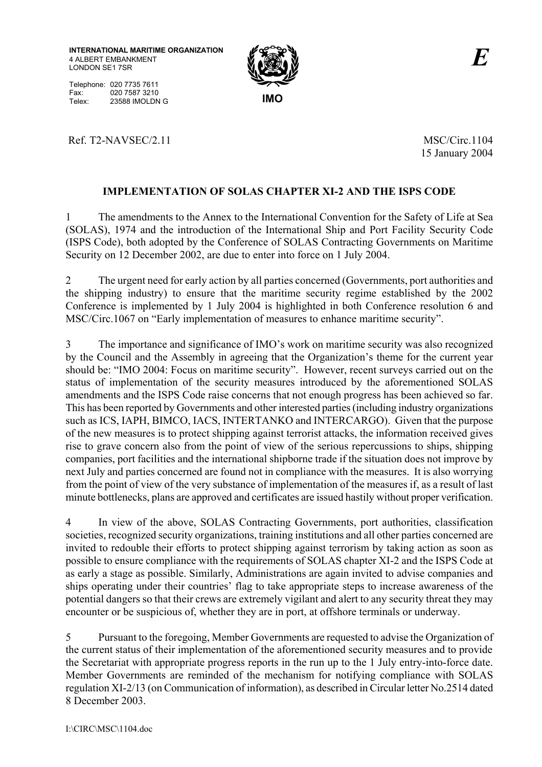**INTERNATIONAL MARITIME ORGANIZATION**
4 ALBERT EMBANKMENT
LONDON SE1 7SR

Telephone: 020 7735 7611
Fax: 020 7587 3210
Telex: 23588 IMOLDN G

**IMO**

***E***

Ref. T2-NAVSEC/2.11

MSC/Circ.1104
15 January 2004

**IMPLEMENTATION OF SOLAS CHAPTER XI-2 AND THE ISPS CODE**

1 The amendments to the Annex to the International Convention for the Safety of Life at Sea (SOLAS), 1974 and the introduction of the International Ship and Port Facility Security Code (ISPS Code), both adopted by the Conference of SOLAS Contracting Governments on Maritime Security on 12 December 2002, are due to enter into force on 1 July 2004.

2 The urgent need for early action by all parties concerned (Governments, port authorities and the shipping industry) to ensure that the maritime security regime established by the 2002 Conference is implemented by 1 July 2004 is highlighted in both Conference resolution 6 and MSC/Circ.1067 on "Early implementation of measures to enhance maritime security".

3 The importance and significance of IMO's work on maritime security was also recognized by the Council and the Assembly in agreeing that the Organization's theme for the current year should be: "IMO 2004: Focus on maritime security". However, recent surveys carried out on the status of implementation of the security measures introduced by the aforementioned SOLAS amendments and the ISPS Code raise concerns that not enough progress has been achieved so far. This has been reported by Governments and other interested parties (including industry organizations such as ICS, IAPH, BIMCO, IACS, INTERTANKO and INTERCARGO). Given that the purpose of the new measures is to protect shipping against terrorist attacks, the information received gives rise to grave concern also from the point of view of the serious repercussions to ships, shipping companies, port facilities and the international shipborne trade if the situation does not improve by next July and parties concerned are found not in compliance with the measures. It is also worrying from the point of view of the very substance of implementation of the measures if, as a result of last minute bottlenecks, plans are approved and certificates are issued hastily without proper verification.

4 In view of the above, SOLAS Contracting Governments, port authorities, classification societies, recognized security organizations, training institutions and all other parties concerned are invited to redouble their efforts to protect shipping against terrorism by taking action as soon as possible to ensure compliance with the requirements of SOLAS chapter XI-2 and the ISPS Code at as early a stage as possible. Similarly, Administrations are again invited to advise companies and ships operating under their countries' flag to take appropriate steps to increase awareness of the potential dangers so that their crews are extremely vigilant and alert to any security threat they may encounter or be suspicious of, whether they are in port, at offshore terminals or underway.

5 Pursuant to the foregoing, Member Governments are requested to advise the Organization of the current status of their implementation of the aforementioned security measures and to provide the Secretariat with appropriate progress reports in the run up to the 1 July entry-into-force date. Member Governments are reminded of the mechanism for notifying compliance with SOLAS regulation XI-2/13 (on Communication of information), as described in Circular letter No.2514 dated 8 December 2003.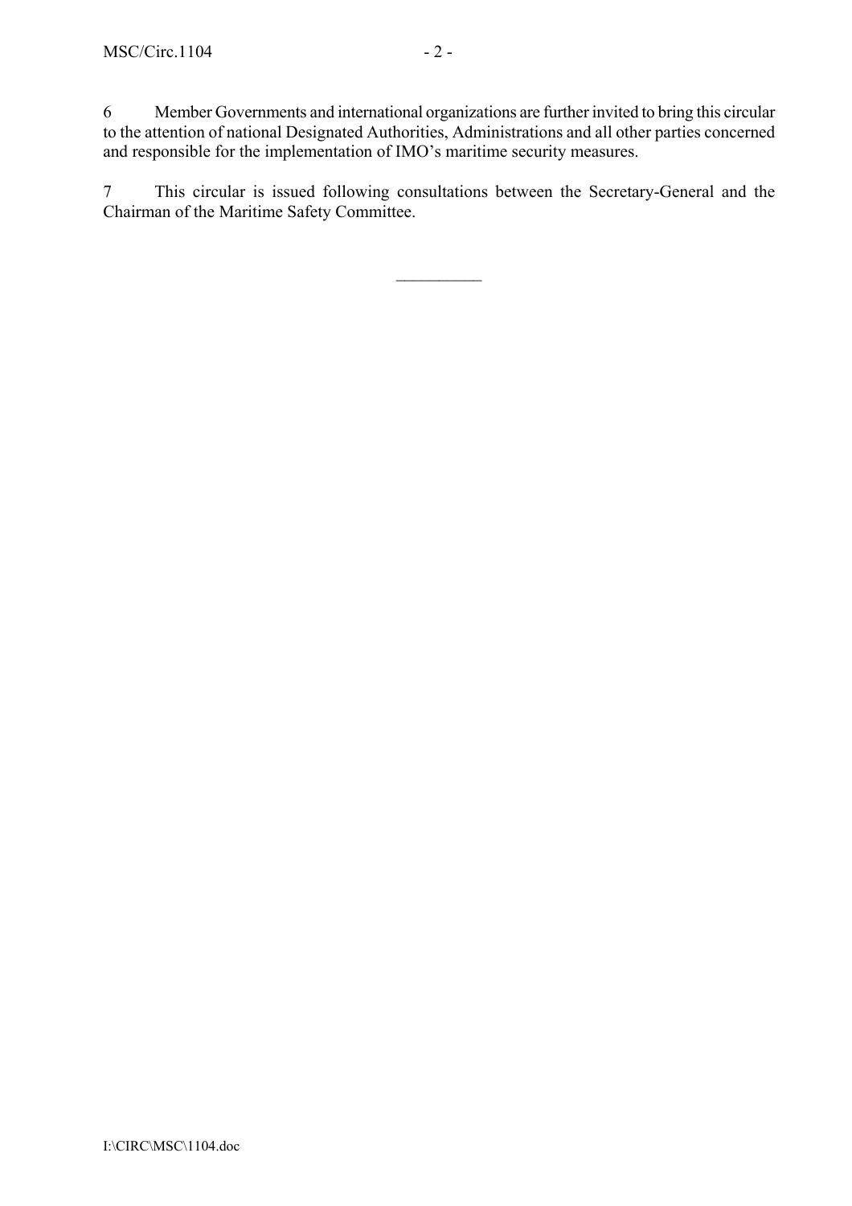6 Member Governments and international organizations are further invited to bring this circular to the attention of national Designated Authorities, Administrations and all other parties concerned and responsible for the implementation of IMO's maritime security measures.

7 This circular is issued following consultations between the Secretary-General and the Chairman of the Maritime Safety Committee.

___________